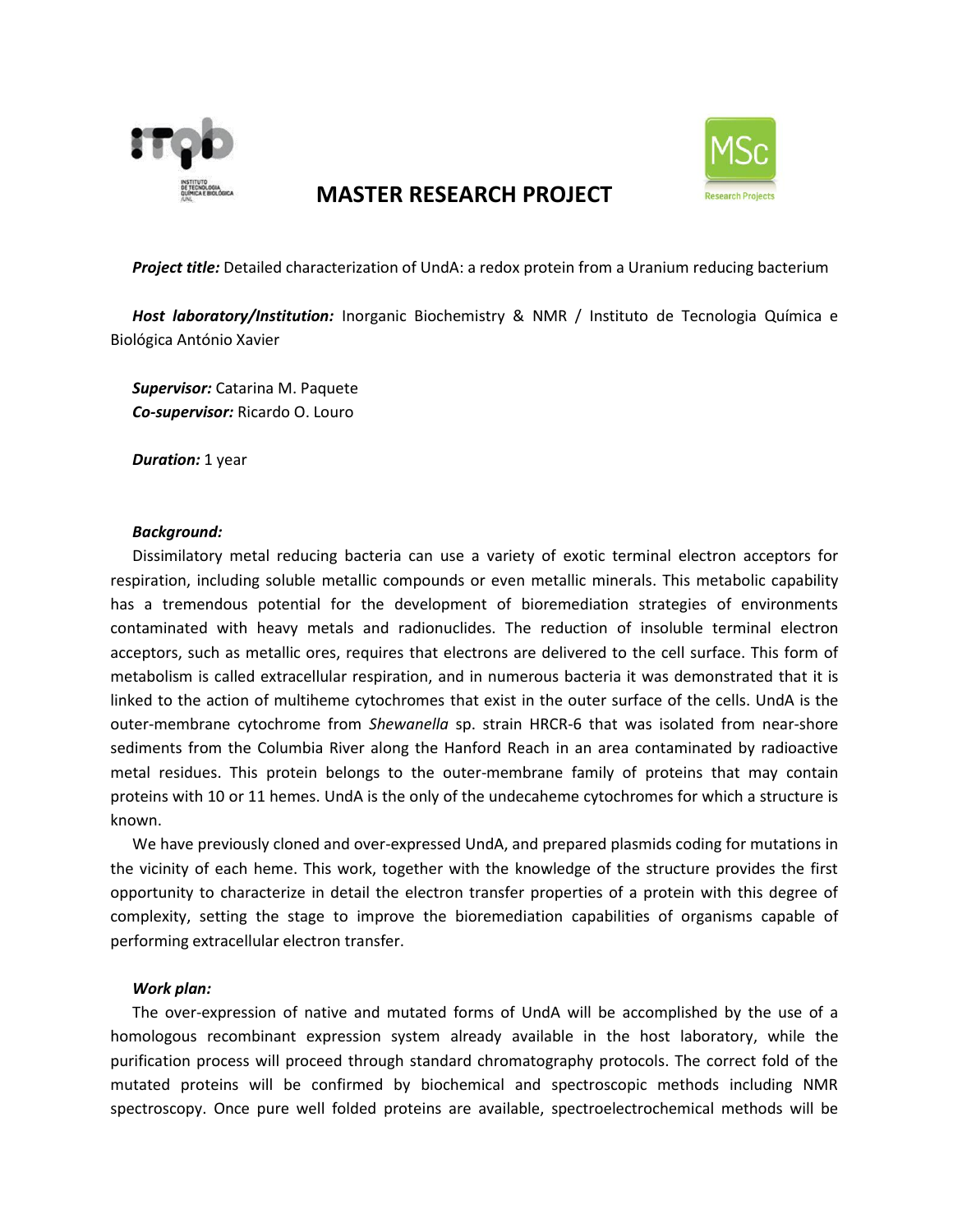# MASTER RESEARCH PROJECT

***Project title:*** Detailed characterization of UndA: a redox protein from a Uranium reducing bacterium

***Host laboratory/Institution:*** Inorganic Biochemistry & NMR / Instituto de Tecnologia Química e Biológica António Xavier

***Supervisor:*** Catarina M. Paquete
***Co-supervisor:*** Ricardo O. Louro

***Duration:*** 1 year

***Background:***

Dissimilatory metal reducing bacteria can use a variety of exotic terminal electron acceptors for respiration, including soluble metallic compounds or even metallic minerals. This metabolic capability has a tremendous potential for the development of bioremediation strategies of environments contaminated with heavy metals and radionuclides. The reduction of insoluble terminal electron acceptors, such as metallic ores, requires that electrons are delivered to the cell surface. This form of metabolism is called extracellular respiration, and in numerous bacteria it was demonstrated that it is linked to the action of multiheme cytochromes that exist in the outer surface of the cells. UndA is the outer-membrane cytochrome from *Shewanella* sp. strain HRCR-6 that was isolated from near-shore sediments from the Columbia River along the Hanford Reach in an area contaminated by radioactive metal residues. This protein belongs to the outer-membrane family of proteins that may contain proteins with 10 or 11 hemes. UndA is the only of the undecaheme cytochromes for which a structure is known.

We have previously cloned and over-expressed UndA, and prepared plasmids coding for mutations in the vicinity of each heme. This work, together with the knowledge of the structure provides the first opportunity to characterize in detail the electron transfer properties of a protein with this degree of complexity, setting the stage to improve the bioremediation capabilities of organisms capable of performing extracellular electron transfer.

***Work plan:***

The over-expression of native and mutated forms of UndA will be accomplished by the use of a homologous recombinant expression system already available in the host laboratory, while the purification process will proceed through standard chromatography protocols. The correct fold of the mutated proteins will be confirmed by biochemical and spectroscopic methods including NMR spectroscopy. Once pure well folded proteins are available, spectroelectrochemical methods will be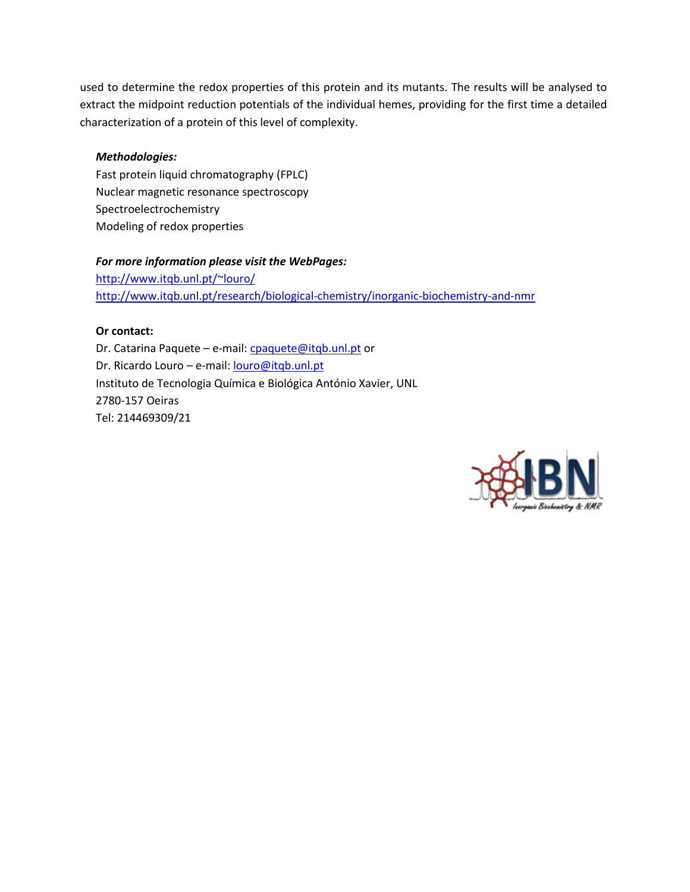used to determine the redox properties of this protein and its mutants. The results will be analysed to extract the midpoint reduction potentials of the individual hemes, providing for the first time a detailed characterization of a protein of this level of complexity.

***Methodologies:***

Fast protein liquid chromatography (FPLC)
Nuclear magnetic resonance spectroscopy
Spectroelectrochemistry
Modeling of redox properties

***For more information please visit the WebPages:***

http://www.itqb.unl.pt/~louro/
http://www.itqb.unl.pt/research/biological-chemistry/inorganic-biochemistry-and-nmr

**Or contact:**

Dr. Catarina Paquete – e-mail: cpaquete@itqb.unl.pt or
Dr. Ricardo Louro – e-mail: louro@itqb.unl.pt
Instituto de Tecnologia Química e Biológica António Xavier, UNL
2780-157 Oeiras
Tel: 214469309/21